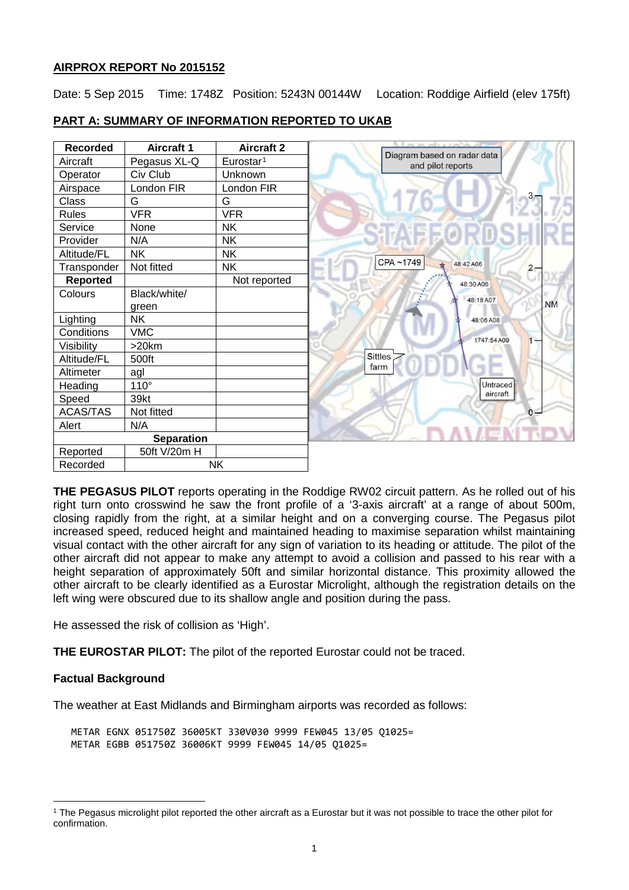**AIRPROX REPORT No 2015152**

Date: 5 Sep 2015 Time: 1748Z Position: 5243N 00144W Location: Roddige Airfield (elev 175ft)

## PART A: SUMMARY OF INFORMATION REPORTED TO UKAB

| Recorded | Aircraft 1 | Aircraft 2 |
|---|---|---|
| Aircraft | Pegasus XL-Q | Eurostar[1] |
| Operator | Civ Club | Unknown |
| Airspace | London FIR | London FIR |
| Class | G | G |
| Rules | VFR | VFR |
| Service | None | NK |
| Provider | N/A | NK |
| Altitude/FL | NK | NK |
| Transponder | Not fitted | NK |
| **Reported** | | Not reported |
| Colours | Black/white/green | |
| Lighting | NK | |
| Conditions | VMC | |
| Visibility | >20km | |
| Altitude/FL | 500ft | |
| Altimeter | agl | |
| Heading | 110° | |
| Speed | 39kt | |
| ACAS/TAS | Not fitted | |
| Alert | N/A | |
| **Separation** | | |
| Reported | 50ft V/20m H | |
| Recorded | NK | |

Diagram based on radar data and pilot reports

**THE PEGASUS PILOT** reports operating in the Roddige RW02 circuit pattern. As he rolled out of his right turn onto crosswind he saw the front profile of a '3-axis aircraft' at a range of about 500m, closing rapidly from the right, at a similar height and on a converging course. The Pegasus pilot increased speed, reduced height and maintained heading to maximise separation whilst maintaining visual contact with the other aircraft for any sign of variation to its heading or attitude. The pilot of the other aircraft did not appear to make any attempt to avoid a collision and passed to his rear with a height separation of approximately 50ft and similar horizontal distance. This proximity allowed the other aircraft to be clearly identified as a Eurostar Microlight, although the registration details on the left wing were obscured due to its shallow angle and position during the pass.

He assessed the risk of collision as 'High'.

**THE EUROSTAR PILOT:** The pilot of the reported Eurostar could not be traced.

### Factual Background

The weather at East Midlands and Birmingham airports was recorded as follows:

```
METAR EGNX 051750Z 36005KT 330V030 9999 FEW045 13/05 Q1025=
METAR EGBB 051750Z 36006KT 9999 FEW045 14/05 Q1025=
```

[1] The Pegasus microlight pilot reported the other aircraft as a Eurostar but it was not possible to trace the other pilot for confirmation.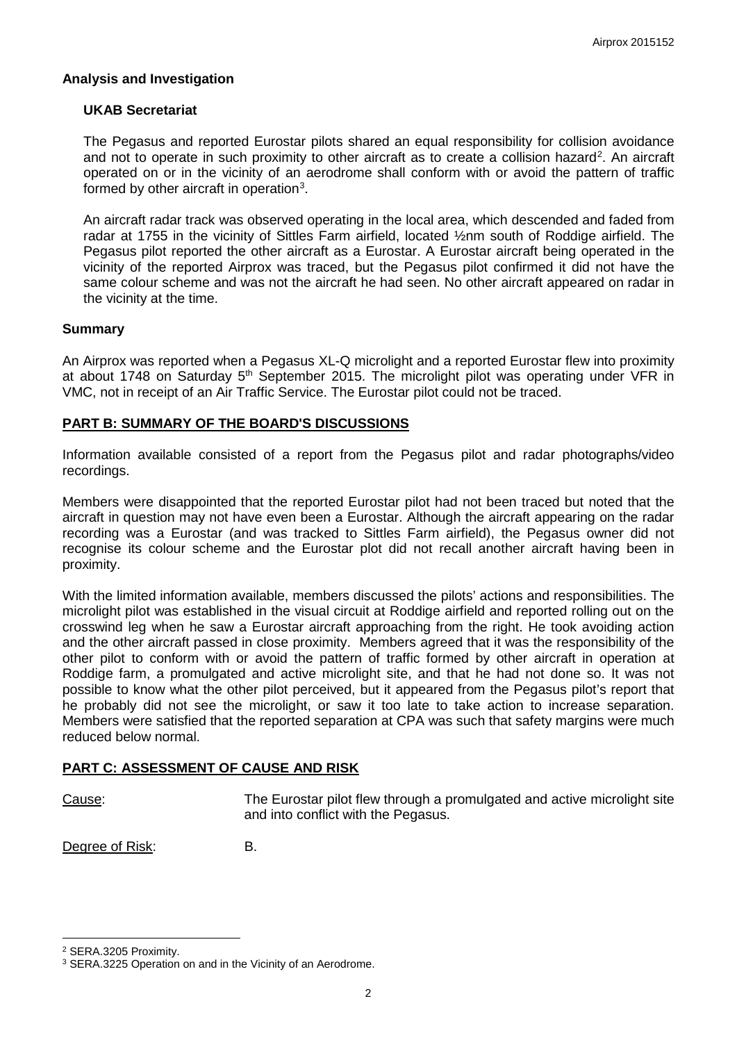### Analysis and Investigation

#### UKAB Secretariat

The Pegasus and reported Eurostar pilots shared an equal responsibility for collision avoidance and not to operate in such proximity to other aircraft as to create a collision hazard[2]. An aircraft operated on or in the vicinity of an aerodrome shall conform with or avoid the pattern of traffic formed by other aircraft in operation[3].

An aircraft radar track was observed operating in the local area, which descended and faded from radar at 1755 in the vicinity of Sittles Farm airfield, located ½nm south of Roddige airfield. The Pegasus pilot reported the other aircraft as a Eurostar. A Eurostar aircraft being operated in the vicinity of the reported Airprox was traced, but the Pegasus pilot confirmed it did not have the same colour scheme and was not the aircraft he had seen. No other aircraft appeared on radar in the vicinity at the time.

### Summary

An Airprox was reported when a Pegasus XL-Q microlight and a reported Eurostar flew into proximity at about 1748 on Saturday 5th September 2015. The microlight pilot was operating under VFR in VMC, not in receipt of an Air Traffic Service. The Eurostar pilot could not be traced.

## PART B: SUMMARY OF THE BOARD'S DISCUSSIONS

Information available consisted of a report from the Pegasus pilot and radar photographs/video recordings.

Members were disappointed that the reported Eurostar pilot had not been traced but noted that the aircraft in question may not have even been a Eurostar. Although the aircraft appearing on the radar recording was a Eurostar (and was tracked to Sittles Farm airfield), the Pegasus owner did not recognise its colour scheme and the Eurostar plot did not recall another aircraft having been in proximity.

With the limited information available, members discussed the pilots' actions and responsibilities. The microlight pilot was established in the visual circuit at Roddige airfield and reported rolling out on the crosswind leg when he saw a Eurostar aircraft approaching from the right. He took avoiding action and the other aircraft passed in close proximity. Members agreed that it was the responsibility of the other pilot to conform with or avoid the pattern of traffic formed by other aircraft in operation at Roddige farm, a promulgated and active microlight site, and that he had not done so. It was not possible to know what the other pilot perceived, but it appeared from the Pegasus pilot's report that he probably did not see the microlight, or saw it too late to take action to increase separation. Members were satisfied that the reported separation at CPA was such that safety margins were much reduced below normal.

## PART C: ASSESSMENT OF CAUSE AND RISK

Cause: The Eurostar pilot flew through a promulgated and active microlight site and into conflict with the Pegasus.

Degree of Risk: B.

[2] SERA.3205 Proximity.

[3] SERA.3225 Operation on and in the Vicinity of an Aerodrome.